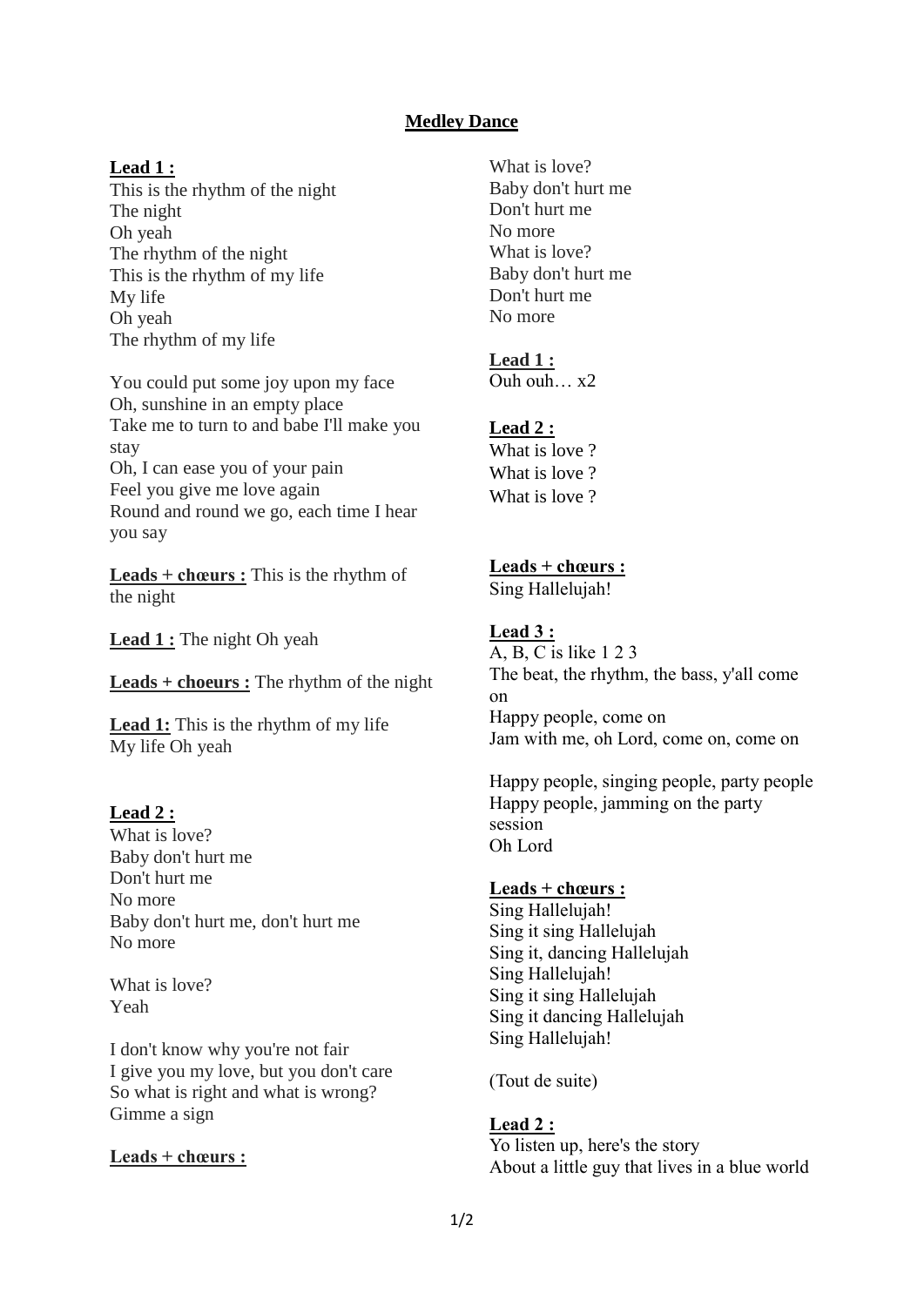# Medley Dance

**Lead 1 :**
This is the rhythm of the night
The night
Oh yeah
The rhythm of the night
This is the rhythm of my life
My life
Oh yeah
The rhythm of my life

You could put some joy upon my face
Oh, sunshine in an empty place
Take me to turn to and babe I'll make you stay
Oh, I can ease you of your pain
Feel you give me love again
Round and round we go, each time I hear you say

**Leads + chœurs :** This is the rhythm of the night

**Lead 1 :** The night Oh yeah

**Leads + choeurs :** The rhythm of the night

**Lead 1:** This is the rhythm of my life
My life Oh yeah

**Lead 2 :**
What is love?
Baby don't hurt me
Don't hurt me
No more
Baby don't hurt me, don't hurt me
No more

What is love?
Yeah

I don't know why you're not fair
I give you my love, but you don't care
So what is right and what is wrong?
Gimme a sign

**Leads + chœurs :**
What is love?
Baby don't hurt me
Don't hurt me
No more
What is love?
Baby don't hurt me
Don't hurt me
No more

**Lead 1 :**
Ouh ouh… x2

**Lead 2 :**
What is love ?
What is love ?
What is love ?

**Leads + chœurs :**
Sing Hallelujah!

**Lead 3 :**
A, B, C is like 1 2 3
The beat, the rhythm, the bass, y'all come on
Happy people, come on
Jam with me, oh Lord, come on, come on

Happy people, singing people, party people
Happy people, jamming on the party session
Oh Lord

**Leads + chœurs :**
Sing Hallelujah!
Sing it sing Hallelujah
Sing it, dancing Hallelujah
Sing Hallelujah!
Sing it sing Hallelujah
Sing it dancing Hallelujah
Sing Hallelujah!

(Tout de suite)

**Lead 2 :**
Yo listen up, here's the story
About a little guy that lives in a blue world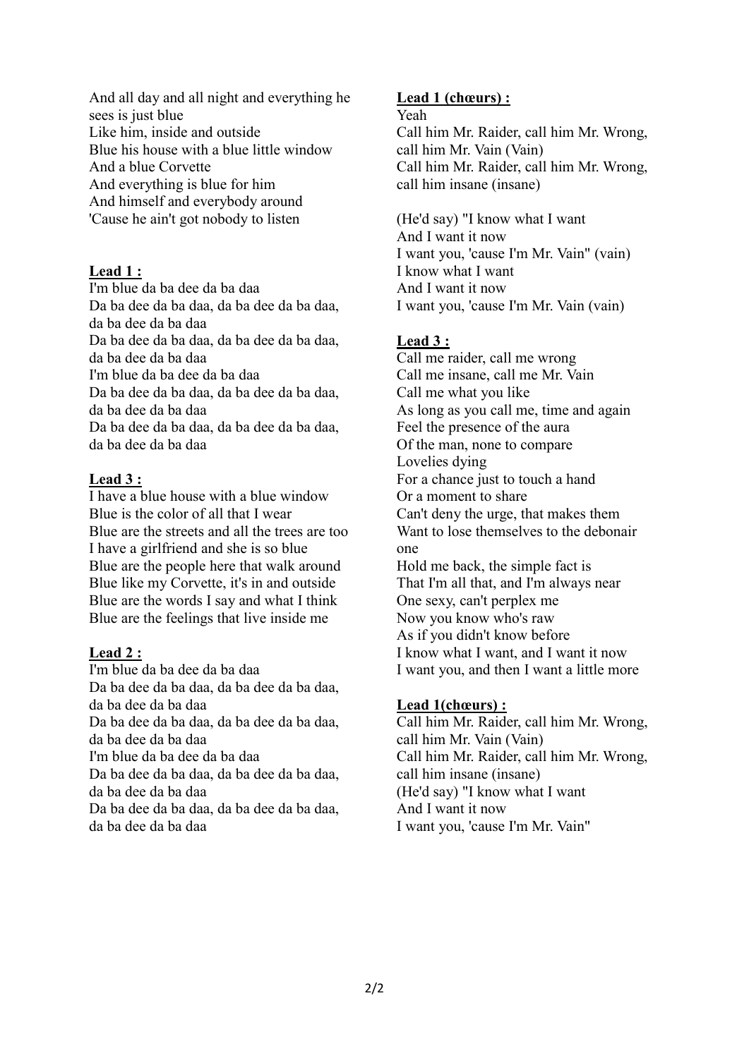And all day and all night and everything he sees is just blue
Like him, inside and outside
Blue his house with a blue little window
And a blue Corvette
And everything is blue for him
And himself and everybody around
'Cause he ain't got nobody to listen

**Lead 1 :**

I'm blue da ba dee da ba daa
Da ba dee da ba daa, da ba dee da ba daa, da ba dee da ba daa
Da ba dee da ba daa, da ba dee da ba daa, da ba dee da ba daa
I'm blue da ba dee da ba daa
Da ba dee da ba daa, da ba dee da ba daa, da ba dee da ba daa
Da ba dee da ba daa, da ba dee da ba daa, da ba dee da ba daa

**Lead 3 :**

I have a blue house with a blue window
Blue is the color of all that I wear
Blue are the streets and all the trees are too
I have a girlfriend and she is so blue
Blue are the people here that walk around
Blue like my Corvette, it's in and outside
Blue are the words I say and what I think
Blue are the feelings that live inside me

**Lead 2 :**

I'm blue da ba dee da ba daa
Da ba dee da ba daa, da ba dee da ba daa, da ba dee da ba daa
Da ba dee da ba daa, da ba dee da ba daa, da ba dee da ba daa
I'm blue da ba dee da ba daa
Da ba dee da ba daa, da ba dee da ba daa, da ba dee da ba daa
Da ba dee da ba daa, da ba dee da ba daa, da ba dee da ba daa

**Lead 1 (chœurs) :**

Yeah
Call him Mr. Raider, call him Mr. Wrong, call him Mr. Vain (Vain)
Call him Mr. Raider, call him Mr. Wrong, call him insane (insane)

(He'd say) "I know what I want
And I want it now
I want you, 'cause I'm Mr. Vain" (vain)
I know what I want
And I want it now
I want you, 'cause I'm Mr. Vain (vain)

**Lead 3 :**

Call me raider, call me wrong
Call me insane, call me Mr. Vain
Call me what you like
As long as you call me, time and again
Feel the presence of the aura
Of the man, none to compare
Lovelies dying
For a chance just to touch a hand
Or a moment to share
Can't deny the urge, that makes them
Want to lose themselves to the debonair one
Hold me back, the simple fact is
That I'm all that, and I'm always near
One sexy, can't perplex me
Now you know who's raw
As if you didn't know before
I know what I want, and I want it now
I want you, and then I want a little more

**Lead 1(chœurs) :**

Call him Mr. Raider, call him Mr. Wrong, call him Mr. Vain (Vain)
Call him Mr. Raider, call him Mr. Wrong, call him insane (insane)
(He'd say) "I know what I want
And I want it now
I want you, 'cause I'm Mr. Vain"